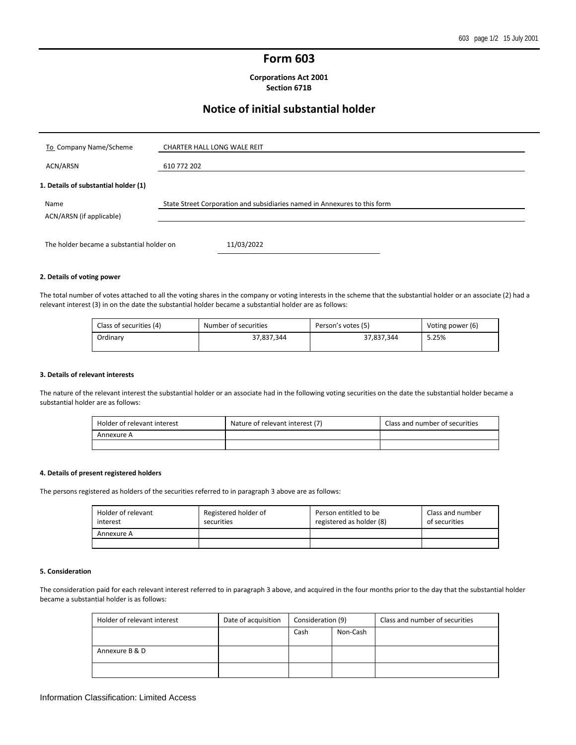# Form 603

**Corporations Act 2001**
**Section 671B**

## Notice of initial substantial holder

| To Company Name/Scheme | CHARTER HALL LONG WALE REIT |
|---|---|
| ACN/ARSN | 610 772 202 |

**1. Details of substantial holder (1)**

| Name | State Street Corporation and subsidiaries named in Annexures to this form |
|---|---|
| ACN/ARSN (if applicable) | |

The holder became a substantial holder on 11/03/2022

**2. Details of voting power**

The total number of votes attached to all the voting shares in the company or voting interests in the scheme that the substantial holder or an associate (2) had a relevant interest (3) in on the date the substantial holder became a substantial holder are as follows:

| Class of securities (4) | Number of securities | Person's votes (5) | Voting power (6) |
|---|---|---|---|
| Ordinary | 37,837,344 | 37,837,344 | 5.25% |

**3. Details of relevant interests**

The nature of the relevant interest the substantial holder or an associate had in the following voting securities on the date the substantial holder became a substantial holder are as follows:

| Holder of relevant interest | Nature of relevant interest (7) | Class and number of securities |
|---|---|---|
| Annexure A | | |
| | | |

**4. Details of present registered holders**

The persons registered as holders of the securities referred to in paragraph 3 above are as follows:

| Holder of relevant interest | Registered holder of securities | Person entitled to be registered as holder (8) | Class and number of securities |
|---|---|---|---|
| Annexure A | | | |
| | | | |

**5. Consideration**

The consideration paid for each relevant interest referred to in paragraph 3 above, and acquired in the four months prior to the day that the substantial holder became a substantial holder is as follows:

| Holder of relevant interest | Date of acquisition | Consideration (9) | | Class and number of securities |
|---|---|---|---|---|
| | | Cash | Non-Cash | |
| Annexure B & D | | | | |
| | | | | |

Information Classification: Limited Access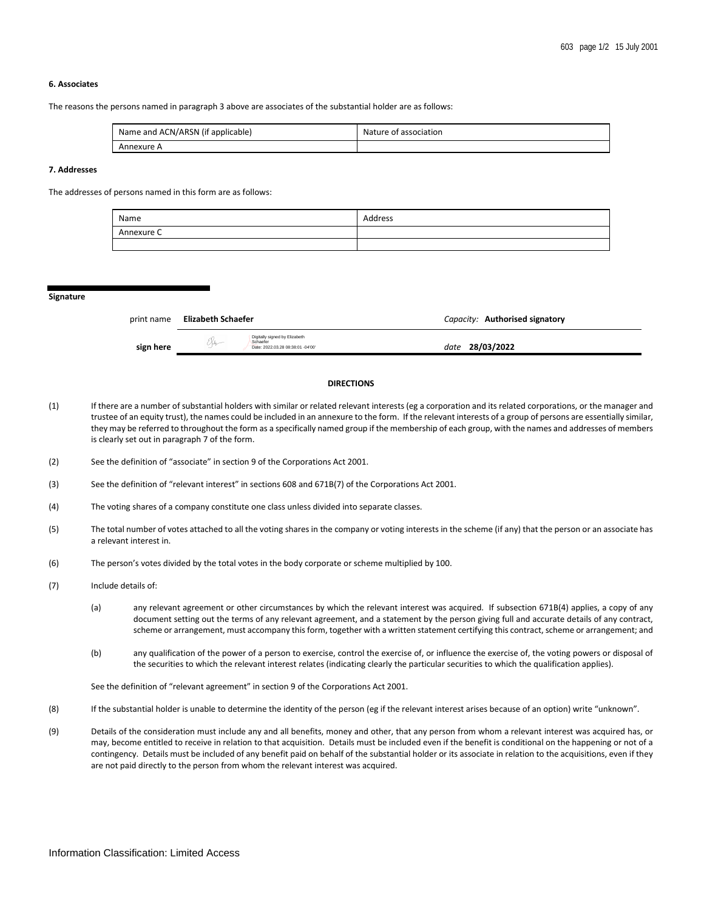### 6. Associates

The reasons the persons named in paragraph 3 above are associates of the substantial holder are as follows:

| Name and ACN/ARSN (if applicable) | Nature of association |
|---|---|
| Annexure A | |

### 7. Addresses

The addresses of persons named in this form are as follows:

| Name | Address |
|---|---|
| Annexure C | |
| | |

**Signature**

print name **Elizabeth Schaefer** *Capacity:* **Authorised signatory**

**sign here** Digitally signed by Elizabeth Schaefer Date: 2022.03.28 08:38:01 -04'00' *date* **28/03/2022**

**DIRECTIONS**

(1) If there are a number of substantial holders with similar or related relevant interests (eg a corporation and its related corporations, or the manager and trustee of an equity trust), the names could be included in an annexure to the form. If the relevant interests of a group of persons are essentially similar, they may be referred to throughout the form as a specifically named group if the membership of each group, with the names and addresses of members is clearly set out in paragraph 7 of the form.

(2) See the definition of "associate" in section 9 of the Corporations Act 2001.

(3) See the definition of "relevant interest" in sections 608 and 671B(7) of the Corporations Act 2001.

(4) The voting shares of a company constitute one class unless divided into separate classes.

(5) The total number of votes attached to all the voting shares in the company or voting interests in the scheme (if any) that the person or an associate has a relevant interest in.

(6) The person's votes divided by the total votes in the body corporate or scheme multiplied by 100.

(7) Include details of:

(a) any relevant agreement or other circumstances by which the relevant interest was acquired. If subsection 671B(4) applies, a copy of any document setting out the terms of any relevant agreement, and a statement by the person giving full and accurate details of any contract, scheme or arrangement, must accompany this form, together with a written statement certifying this contract, scheme or arrangement; and

(b) any qualification of the power of a person to exercise, control the exercise of, or influence the exercise of, the voting powers or disposal of the securities to which the relevant interest relates (indicating clearly the particular securities to which the qualification applies).

See the definition of "relevant agreement" in section 9 of the Corporations Act 2001.

(8) If the substantial holder is unable to determine the identity of the person (eg if the relevant interest arises because of an option) write "unknown".

(9) Details of the consideration must include any and all benefits, money and other, that any person from whom a relevant interest was acquired has, or may, become entitled to receive in relation to that acquisition. Details must be included even if the benefit is conditional on the happening or not of a contingency. Details must be included of any benefit paid on behalf of the substantial holder or its associate in relation to the acquisitions, even if they are not paid directly to the person from whom the relevant interest was acquired.

Information Classification: Limited Access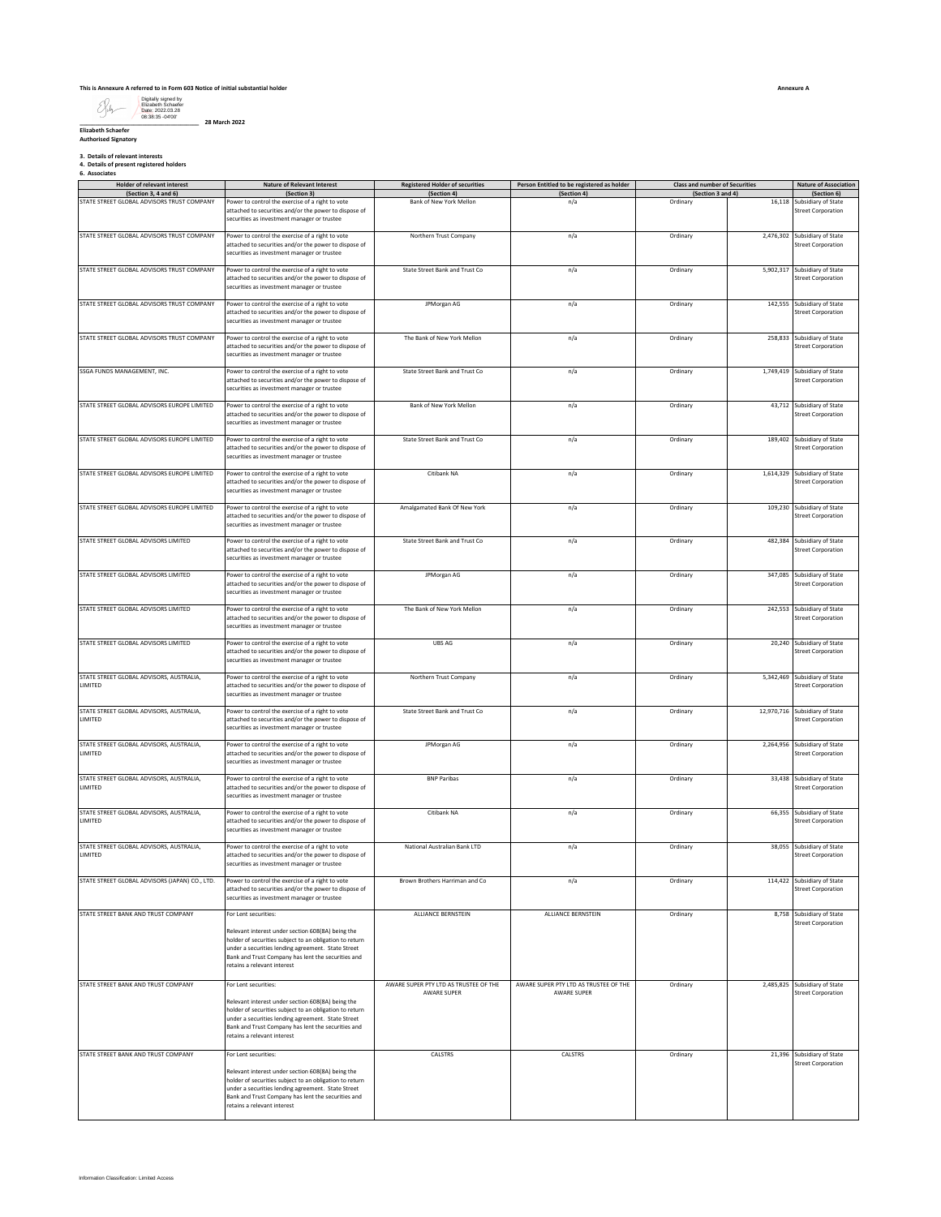This is Annexure A referred to in Form 603 Notice of initial substantial holder

Annexure A

Digitally signed by Elizabeth Schaefer
Date: 2022.03.28 08:38:35 -04'00'

28 March 2022

**Elizabeth Schaefer**
**Authorised Signatory**

**3. Details of relevant interests**
**4. Details of present registered holders**
**6. Associates**

| Holder of relevant interest (Section 3, 4 and 6) | Nature of Relevant Interest (Section 3) | Registered Holder of securities (Section 4) | Person Entitled to be registered as holder (Section 4) | Class and number of Securities (Section 3 and 4) | | Nature of Association (Section 6) |
|---|---|---|---|---|---|---|
| STATE STREET GLOBAL ADVISORS TRUST COMPANY | Power to control the exercise of a right to vote attached to securities and/or the power to dispose of securities as investment manager or trustee | Bank of New York Mellon | n/a | Ordinary | 16,118 | Subsidiary of State Street Corporation |
| STATE STREET GLOBAL ADVISORS TRUST COMPANY | Power to control the exercise of a right to vote attached to securities and/or the power to dispose of securities as investment manager or trustee | Northern Trust Company | n/a | Ordinary | 2,476,302 | Subsidiary of State Street Corporation |
| STATE STREET GLOBAL ADVISORS TRUST COMPANY | Power to control the exercise of a right to vote attached to securities and/or the power to dispose of securities as investment manager or trustee | State Street Bank and Trust Co | n/a | Ordinary | 5,902,317 | Subsidiary of State Street Corporation |
| STATE STREET GLOBAL ADVISORS TRUST COMPANY | Power to control the exercise of a right to vote attached to securities and/or the power to dispose of securities as investment manager or trustee | JPMorgan AG | n/a | Ordinary | 142,555 | Subsidiary of State Street Corporation |
| STATE STREET GLOBAL ADVISORS TRUST COMPANY | Power to control the exercise of a right to vote attached to securities and/or the power to dispose of securities as investment manager or trustee | The Bank of New York Mellon | n/a | Ordinary | 258,833 | Subsidiary of State Street Corporation |
| SSGA FUNDS MANAGEMENT, INC. | Power to control the exercise of a right to vote attached to securities and/or the power to dispose of securities as investment manager or trustee | State Street Bank and Trust Co | n/a | Ordinary | 1,749,419 | Subsidiary of State Street Corporation |
| STATE STREET GLOBAL ADVISORS EUROPE LIMITED | Power to control the exercise of a right to vote attached to securities and/or the power to dispose of securities as investment manager or trustee | Bank of New York Mellon | n/a | Ordinary | 43,712 | Subsidiary of State Street Corporation |
| STATE STREET GLOBAL ADVISORS EUROPE LIMITED | Power to control the exercise of a right to vote attached to securities and/or the power to dispose of securities as investment manager or trustee | State Street Bank and Trust Co | n/a | Ordinary | 189,402 | Subsidiary of State Street Corporation |
| STATE STREET GLOBAL ADVISORS EUROPE LIMITED | Power to control the exercise of a right to vote attached to securities and/or the power to dispose of securities as investment manager or trustee | Citibank NA | n/a | Ordinary | 1,614,329 | Subsidiary of State Street Corporation |
| STATE STREET GLOBAL ADVISORS EUROPE LIMITED | Power to control the exercise of a right to vote attached to securities and/or the power to dispose of securities as investment manager or trustee | Amalgamated Bank Of New York | n/a | Ordinary | 109,230 | Subsidiary of State Street Corporation |
| STATE STREET GLOBAL ADVISORS LIMITED | Power to control the exercise of a right to vote attached to securities and/or the power to dispose of securities as investment manager or trustee | State Street Bank and Trust Co | n/a | Ordinary | 482,384 | Subsidiary of State Street Corporation |
| STATE STREET GLOBAL ADVISORS LIMITED | Power to control the exercise of a right to vote attached to securities and/or the power to dispose of securities as investment manager or trustee | JPMorgan AG | n/a | Ordinary | 347,085 | Subsidiary of State Street Corporation |
| STATE STREET GLOBAL ADVISORS LIMITED | Power to control the exercise of a right to vote attached to securities and/or the power to dispose of securities as investment manager or trustee | The Bank of New York Mellon | n/a | Ordinary | 242,553 | Subsidiary of State Street Corporation |
| STATE STREET GLOBAL ADVISORS LIMITED | Power to control the exercise of a right to vote attached to securities and/or the power to dispose of securities as investment manager or trustee | UBS AG | n/a | Ordinary | 20,240 | Subsidiary of State Street Corporation |
| STATE STREET GLOBAL ADVISORS, AUSTRALIA, LIMITED | Power to control the exercise of a right to vote attached to securities and/or the power to dispose of securities as investment manager or trustee | Northern Trust Company | n/a | Ordinary | 5,342,469 | Subsidiary of State Street Corporation |
| STATE STREET GLOBAL ADVISORS, AUSTRALIA, LIMITED | Power to control the exercise of a right to vote attached to securities and/or the power to dispose of securities as investment manager or trustee | State Street Bank and Trust Co | n/a | Ordinary | 12,970,716 | Subsidiary of State Street Corporation |
| STATE STREET GLOBAL ADVISORS, AUSTRALIA, LIMITED | Power to control the exercise of a right to vote attached to securities and/or the power to dispose of securities as investment manager or trustee | JPMorgan AG | n/a | Ordinary | 2,264,956 | Subsidiary of State Street Corporation |
| STATE STREET GLOBAL ADVISORS, AUSTRALIA, LIMITED | Power to control the exercise of a right to vote attached to securities and/or the power to dispose of securities as investment manager or trustee | BNP Paribas | n/a | Ordinary | 33,438 | Subsidiary of State Street Corporation |
| STATE STREET GLOBAL ADVISORS, AUSTRALIA, LIMITED | Power to control the exercise of a right to vote attached to securities and/or the power to dispose of securities as investment manager or trustee | Citibank NA | n/a | Ordinary | 66,355 | Subsidiary of State Street Corporation |
| STATE STREET GLOBAL ADVISORS, AUSTRALIA, LIMITED | Power to control the exercise of a right to vote attached to securities and/or the power to dispose of securities as investment manager or trustee | National Australian Bank LTD | n/a | Ordinary | 38,055 | Subsidiary of State Street Corporation |
| STATE STREET GLOBAL ADVISORS (JAPAN) CO., LTD. | Power to control the exercise of a right to vote attached to securities and/or the power to dispose of securities as investment manager or trustee | Brown Brothers Harriman and Co | n/a | Ordinary | 114,422 | Subsidiary of State Street Corporation |
| STATE STREET BANK AND TRUST COMPANY | For Lent securities: Relevant interest under section 608(8A) being the holder of securities subject to an obligation to return under a securities lending agreement. State Street Bank and Trust Company has lent the securities and retains a relevant interest | ALLIANCE BERNSTEIN | ALLIANCE BERNSTEIN | Ordinary | 8,758 | Subsidiary of State Street Corporation |
| STATE STREET BANK AND TRUST COMPANY | For Lent securities: Relevant interest under section 608(8A) being the holder of securities subject to an obligation to return under a securities lending agreement. State Street Bank and Trust Company has lent the securities and retains a relevant interest | AWARE SUPER PTY LTD AS TRUSTEE OF THE AWARE SUPER | AWARE SUPER PTY LTD AS TRUSTEE OF THE AWARE SUPER | Ordinary | 2,485,825 | Subsidiary of State Street Corporation |
| STATE STREET BANK AND TRUST COMPANY | For Lent securities: Relevant interest under section 608(8A) being the holder of securities subject to an obligation to return under a securities lending agreement. State Street Bank and Trust Company has lent the securities and retains a relevant interest | CALSTRS | CALSTRS | Ordinary | 21,396 | Subsidiary of State Street Corporation |

Information Classification: Limited Access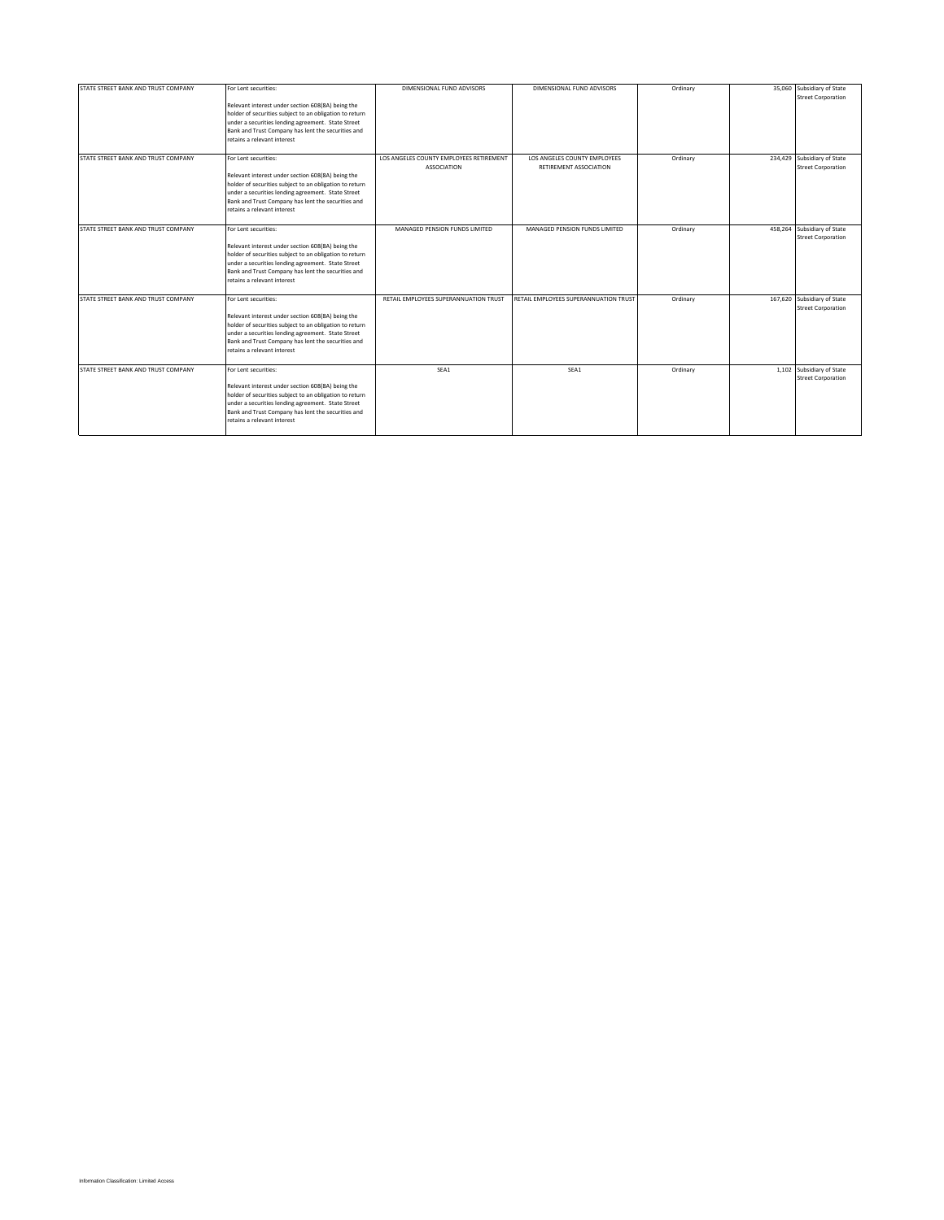| | | | | | | |
|---|---|---|---|---|---|---|
| STATE STREET BANK AND TRUST COMPANY | For Lent securities:<br><br>Relevant interest under section 608(8A) being the holder of securities subject to an obligation to return under a securities lending agreement. State Street Bank and Trust Company has lent the securities and retains a relevant interest | DIMENSIONAL FUND ADVISORS | DIMENSIONAL FUND ADVISORS | Ordinary | 35,060 | Subsidiary of State Street Corporation |
| STATE STREET BANK AND TRUST COMPANY | For Lent securities:<br><br>Relevant interest under section 608(8A) being the holder of securities subject to an obligation to return under a securities lending agreement. State Street Bank and Trust Company has lent the securities and retains a relevant interest | LOS ANGELES COUNTY EMPLOYEES RETIREMENT ASSOCIATION | LOS ANGELES COUNTY EMPLOYEES RETIREMENT ASSOCIATION | Ordinary | 234,429 | Subsidiary of State Street Corporation |
| STATE STREET BANK AND TRUST COMPANY | For Lent securities:<br><br>Relevant interest under section 608(8A) being the holder of securities subject to an obligation to return under a securities lending agreement. State Street Bank and Trust Company has lent the securities and retains a relevant interest | MANAGED PENSION FUNDS LIMITED | MANAGED PENSION FUNDS LIMITED | Ordinary | 458,264 | Subsidiary of State Street Corporation |
| STATE STREET BANK AND TRUST COMPANY | For Lent securities:<br><br>Relevant interest under section 608(8A) being the holder of securities subject to an obligation to return under a securities lending agreement. State Street Bank and Trust Company has lent the securities and retains a relevant interest | RETAIL EMPLOYEES SUPERANNUATION TRUST | RETAIL EMPLOYEES SUPERANNUATION TRUST | Ordinary | 167,620 | Subsidiary of State Street Corporation |
| STATE STREET BANK AND TRUST COMPANY | For Lent securities:<br><br>Relevant interest under section 608(8A) being the holder of securities subject to an obligation to return under a securities lending agreement. State Street Bank and Trust Company has lent the securities and retains a relevant interest | SEA1 | SEA1 | Ordinary | 1,102 | Subsidiary of State Street Corporation |

Information Classification: Limited Access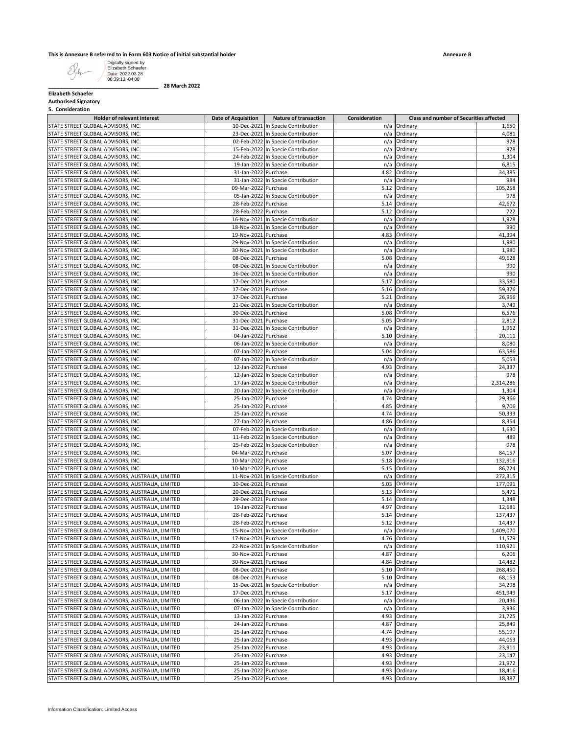**This is Annexure B referred to in Form 603 Notice of initial substantial holder** **Annexure B**

Digitally signed by Elizabeth Schaefer
Date: 2022.03.28 08:39:13 -04'00'

\_\_\_\_\_\_\_\_\_\_\_\_\_\_\_\_\_\_\_\_\_\_\_\_\_\_\_\_\_\_\_\_\_\_\_\_ **28 March 2022**

**Elizabeth Schaefer**
**Authorised Signatory**

**5. Consideration**

| Holder of relevant interest | Date of Acquisition | Nature of transaction | Consideration | Class and number of Securities affected | |
|---|---|---|---|---|---|
| STATE STREET GLOBAL ADVISORS, INC. | 10-Dec-2021 | In Specie Contribution | n/a | Ordinary | 1,650 |
| STATE STREET GLOBAL ADVISORS, INC. | 23-Dec-2021 | In Specie Contribution | n/a | Ordinary | 4,081 |
| STATE STREET GLOBAL ADVISORS, INC. | 02-Feb-2022 | In Specie Contribution | n/a | Ordinary | 978 |
| STATE STREET GLOBAL ADVISORS, INC. | 15-Feb-2022 | In Specie Contribution | n/a | Ordinary | 978 |
| STATE STREET GLOBAL ADVISORS, INC. | 24-Feb-2022 | In Specie Contribution | n/a | Ordinary | 1,304 |
| STATE STREET GLOBAL ADVISORS, INC. | 19-Jan-2022 | In Specie Contribution | n/a | Ordinary | 6,815 |
| STATE STREET GLOBAL ADVISORS, INC. | 31-Jan-2022 | Purchase | 4.82 | Ordinary | 34,385 |
| STATE STREET GLOBAL ADVISORS, INC. | 31-Jan-2022 | In Specie Contribution | n/a | Ordinary | 984 |
| STATE STREET GLOBAL ADVISORS, INC. | 09-Mar-2022 | Purchase | 5.12 | Ordinary | 105,258 |
| STATE STREET GLOBAL ADVISORS, INC. | 05-Jan-2022 | In Specie Contribution | n/a | Ordinary | 978 |
| STATE STREET GLOBAL ADVISORS, INC. | 28-Feb-2022 | Purchase | 5.14 | Ordinary | 42,672 |
| STATE STREET GLOBAL ADVISORS, INC. | 28-Feb-2022 | Purchase | 5.12 | Ordinary | 722 |
| STATE STREET GLOBAL ADVISORS, INC. | 16-Nov-2021 | In Specie Contribution | n/a | Ordinary | 1,928 |
| STATE STREET GLOBAL ADVISORS, INC. | 18-Nov-2021 | In Specie Contribution | n/a | Ordinary | 990 |
| STATE STREET GLOBAL ADVISORS, INC. | 19-Nov-2021 | Purchase | 4.83 | Ordinary | 41,394 |
| STATE STREET GLOBAL ADVISORS, INC. | 29-Nov-2021 | In Specie Contribution | n/a | Ordinary | 1,980 |
| STATE STREET GLOBAL ADVISORS, INC. | 30-Nov-2021 | In Specie Contribution | n/a | Ordinary | 1,980 |
| STATE STREET GLOBAL ADVISORS, INC. | 08-Dec-2021 | Purchase | 5.08 | Ordinary | 49,628 |
| STATE STREET GLOBAL ADVISORS, INC. | 08-Dec-2021 | In Specie Contribution | n/a | Ordinary | 990 |
| STATE STREET GLOBAL ADVISORS, INC. | 16-Dec-2021 | In Specie Contribution | n/a | Ordinary | 990 |
| STATE STREET GLOBAL ADVISORS, INC. | 17-Dec-2021 | Purchase | 5.17 | Ordinary | 33,580 |
| STATE STREET GLOBAL ADVISORS, INC. | 17-Dec-2021 | Purchase | 5.16 | Ordinary | 59,376 |
| STATE STREET GLOBAL ADVISORS, INC. | 17-Dec-2021 | Purchase | 5.21 | Ordinary | 26,966 |
| STATE STREET GLOBAL ADVISORS, INC. | 21-Dec-2021 | In Specie Contribution | n/a | Ordinary | 3,749 |
| STATE STREET GLOBAL ADVISORS, INC. | 30-Dec-2021 | Purchase | 5.08 | Ordinary | 6,576 |
| STATE STREET GLOBAL ADVISORS, INC. | 31-Dec-2021 | Purchase | 5.05 | Ordinary | 2,812 |
| STATE STREET GLOBAL ADVISORS, INC. | 31-Dec-2021 | In Specie Contribution | n/a | Ordinary | 1,962 |
| STATE STREET GLOBAL ADVISORS, INC. | 04-Jan-2022 | Purchase | 5.10 | Ordinary | 20,111 |
| STATE STREET GLOBAL ADVISORS, INC. | 06-Jan-2022 | In Specie Contribution | n/a | Ordinary | 8,080 |
| STATE STREET GLOBAL ADVISORS, INC. | 07-Jan-2022 | Purchase | 5.04 | Ordinary | 63,586 |
| STATE STREET GLOBAL ADVISORS, INC. | 07-Jan-2022 | In Specie Contribution | n/a | Ordinary | 5,053 |
| STATE STREET GLOBAL ADVISORS, INC. | 12-Jan-2022 | Purchase | 4.93 | Ordinary | 24,337 |
| STATE STREET GLOBAL ADVISORS, INC. | 12-Jan-2022 | In Specie Contribution | n/a | Ordinary | 978 |
| STATE STREET GLOBAL ADVISORS, INC. | 17-Jan-2022 | In Specie Contribution | n/a | Ordinary | 2,314,286 |
| STATE STREET GLOBAL ADVISORS, INC. | 20-Jan-2022 | In Specie Contribution | n/a | Ordinary | 1,304 |
| STATE STREET GLOBAL ADVISORS, INC. | 25-Jan-2022 | Purchase | 4.74 | Ordinary | 29,366 |
| STATE STREET GLOBAL ADVISORS, INC. | 25-Jan-2022 | Purchase | 4.85 | Ordinary | 9,706 |
| STATE STREET GLOBAL ADVISORS, INC. | 25-Jan-2022 | Purchase | 4.74 | Ordinary | 50,333 |
| STATE STREET GLOBAL ADVISORS, INC. | 27-Jan-2022 | Purchase | 4.86 | Ordinary | 8,354 |
| STATE STREET GLOBAL ADVISORS, INC. | 07-Feb-2022 | In Specie Contribution | n/a | Ordinary | 1,630 |
| STATE STREET GLOBAL ADVISORS, INC. | 11-Feb-2022 | In Specie Contribution | n/a | Ordinary | 489 |
| STATE STREET GLOBAL ADVISORS, INC. | 25-Feb-2022 | In Specie Contribution | n/a | Ordinary | 978 |
| STATE STREET GLOBAL ADVISORS, INC. | 04-Mar-2022 | Purchase | 5.07 | Ordinary | 84,157 |
| STATE STREET GLOBAL ADVISORS, INC. | 10-Mar-2022 | Purchase | 5.18 | Ordinary | 132,916 |
| STATE STREET GLOBAL ADVISORS, INC. | 10-Mar-2022 | Purchase | 5.15 | Ordinary | 86,724 |
| STATE STREET GLOBAL ADVISORS, AUSTRALIA, LIMITED | 11-Nov-2021 | In Specie Contribution | n/a | Ordinary | 272,315 |
| STATE STREET GLOBAL ADVISORS, AUSTRALIA, LIMITED | 10-Dec-2021 | Purchase | 5.03 | Ordinary | 177,091 |
| STATE STREET GLOBAL ADVISORS, AUSTRALIA, LIMITED | 20-Dec-2021 | Purchase | 5.13 | Ordinary | 5,471 |
| STATE STREET GLOBAL ADVISORS, AUSTRALIA, LIMITED | 29-Dec-2021 | Purchase | 5.14 | Ordinary | 1,348 |
| STATE STREET GLOBAL ADVISORS, AUSTRALIA, LIMITED | 19-Jan-2022 | Purchase | 4.97 | Ordinary | 12,681 |
| STATE STREET GLOBAL ADVISORS, AUSTRALIA, LIMITED | 28-Feb-2022 | Purchase | 5.14 | Ordinary | 137,437 |
| STATE STREET GLOBAL ADVISORS, AUSTRALIA, LIMITED | 28-Feb-2022 | Purchase | 5.12 | Ordinary | 14,437 |
| STATE STREET GLOBAL ADVISORS, AUSTRALIA, LIMITED | 15-Nov-2021 | In Specie Contribution | n/a | Ordinary | 1,409,070 |
| STATE STREET GLOBAL ADVISORS, AUSTRALIA, LIMITED | 17-Nov-2021 | Purchase | 4.76 | Ordinary | 11,579 |
| STATE STREET GLOBAL ADVISORS, AUSTRALIA, LIMITED | 22-Nov-2021 | In Specie Contribution | n/a | Ordinary | 110,921 |
| STATE STREET GLOBAL ADVISORS, AUSTRALIA, LIMITED | 30-Nov-2021 | Purchase | 4.87 | Ordinary | 6,206 |
| STATE STREET GLOBAL ADVISORS, AUSTRALIA, LIMITED | 30-Nov-2021 | Purchase | 4.84 | Ordinary | 14,482 |
| STATE STREET GLOBAL ADVISORS, AUSTRALIA, LIMITED | 08-Dec-2021 | Purchase | 5.10 | Ordinary | 268,450 |
| STATE STREET GLOBAL ADVISORS, AUSTRALIA, LIMITED | 08-Dec-2021 | Purchase | 5.10 | Ordinary | 68,153 |
| STATE STREET GLOBAL ADVISORS, AUSTRALIA, LIMITED | 15-Dec-2021 | In Specie Contribution | n/a | Ordinary | 34,298 |
| STATE STREET GLOBAL ADVISORS, AUSTRALIA, LIMITED | 17-Dec-2021 | Purchase | 5.17 | Ordinary | 451,949 |
| STATE STREET GLOBAL ADVISORS, AUSTRALIA, LIMITED | 06-Jan-2022 | In Specie Contribution | n/a | Ordinary | 20,436 |
| STATE STREET GLOBAL ADVISORS, AUSTRALIA, LIMITED | 07-Jan-2022 | In Specie Contribution | n/a | Ordinary | 3,936 |
| STATE STREET GLOBAL ADVISORS, AUSTRALIA, LIMITED | 13-Jan-2022 | Purchase | 4.93 | Ordinary | 21,725 |
| STATE STREET GLOBAL ADVISORS, AUSTRALIA, LIMITED | 24-Jan-2022 | Purchase | 4.87 | Ordinary | 25,849 |
| STATE STREET GLOBAL ADVISORS, AUSTRALIA, LIMITED | 25-Jan-2022 | Purchase | 4.74 | Ordinary | 55,197 |
| STATE STREET GLOBAL ADVISORS, AUSTRALIA, LIMITED | 25-Jan-2022 | Purchase | 4.93 | Ordinary | 44,063 |
| STATE STREET GLOBAL ADVISORS, AUSTRALIA, LIMITED | 25-Jan-2022 | Purchase | 4.93 | Ordinary | 23,911 |
| STATE STREET GLOBAL ADVISORS, AUSTRALIA, LIMITED | 25-Jan-2022 | Purchase | 4.93 | Ordinary | 23,147 |
| STATE STREET GLOBAL ADVISORS, AUSTRALIA, LIMITED | 25-Jan-2022 | Purchase | 4.93 | Ordinary | 21,972 |
| STATE STREET GLOBAL ADVISORS, AUSTRALIA, LIMITED | 25-Jan-2022 | Purchase | 4.93 | Ordinary | 18,416 |
| STATE STREET GLOBAL ADVISORS, AUSTRALIA, LIMITED | 25-Jan-2022 | Purchase | 4.93 | Ordinary | 18,387 |

Information Classification: Limited Access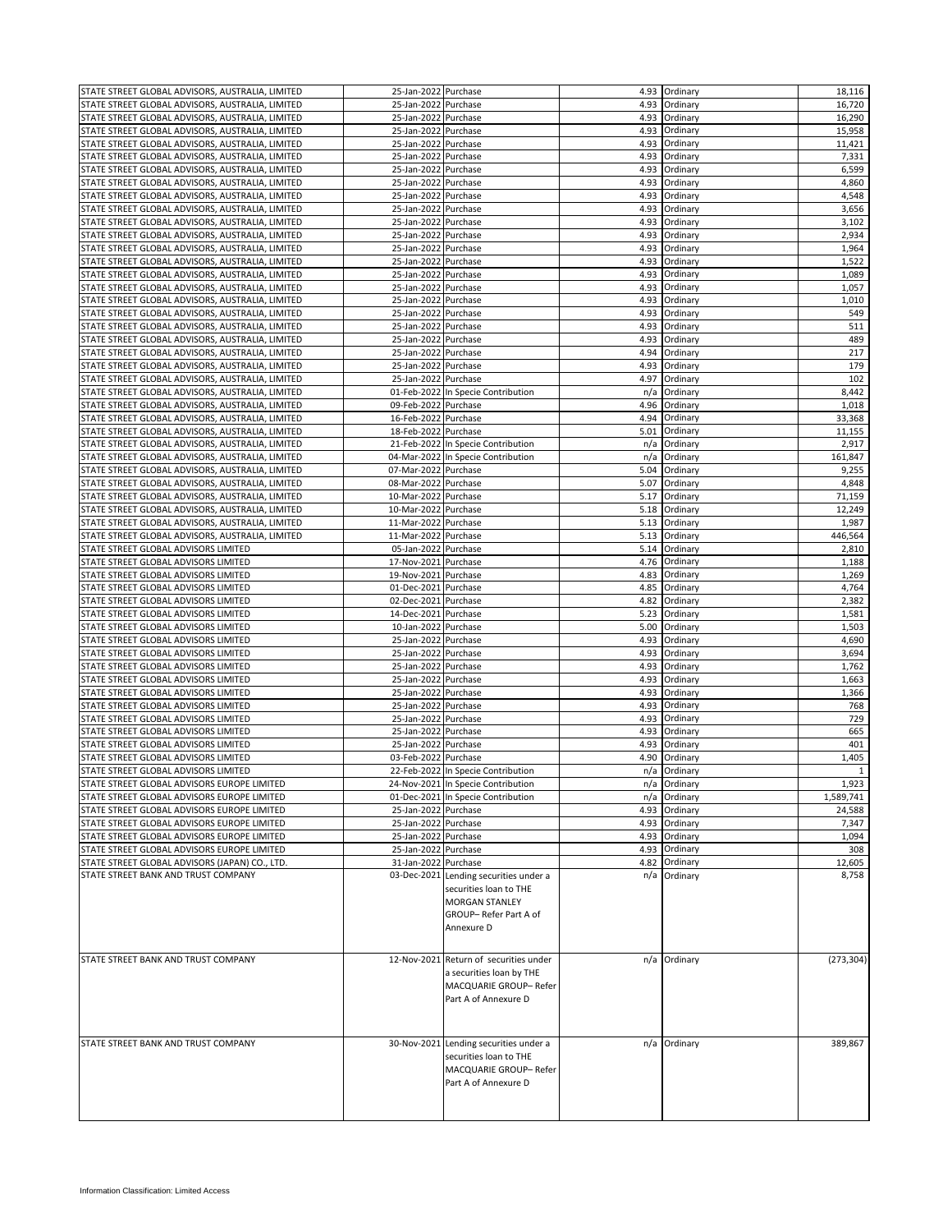| | | | | | |
|---|---|---|---|---|---|
| STATE STREET GLOBAL ADVISORS, AUSTRALIA, LIMITED | 25-Jan-2022 | Purchase | 4.93 | Ordinary | 18,116 |
| STATE STREET GLOBAL ADVISORS, AUSTRALIA, LIMITED | 25-Jan-2022 | Purchase | 4.93 | Ordinary | 16,720 |
| STATE STREET GLOBAL ADVISORS, AUSTRALIA, LIMITED | 25-Jan-2022 | Purchase | 4.93 | Ordinary | 16,290 |
| STATE STREET GLOBAL ADVISORS, AUSTRALIA, LIMITED | 25-Jan-2022 | Purchase | 4.93 | Ordinary | 15,958 |
| STATE STREET GLOBAL ADVISORS, AUSTRALIA, LIMITED | 25-Jan-2022 | Purchase | 4.93 | Ordinary | 11,421 |
| STATE STREET GLOBAL ADVISORS, AUSTRALIA, LIMITED | 25-Jan-2022 | Purchase | 4.93 | Ordinary | 7,331 |
| STATE STREET GLOBAL ADVISORS, AUSTRALIA, LIMITED | 25-Jan-2022 | Purchase | 4.93 | Ordinary | 6,599 |
| STATE STREET GLOBAL ADVISORS, AUSTRALIA, LIMITED | 25-Jan-2022 | Purchase | 4.93 | Ordinary | 4,860 |
| STATE STREET GLOBAL ADVISORS, AUSTRALIA, LIMITED | 25-Jan-2022 | Purchase | 4.93 | Ordinary | 4,548 |
| STATE STREET GLOBAL ADVISORS, AUSTRALIA, LIMITED | 25-Jan-2022 | Purchase | 4.93 | Ordinary | 3,656 |
| STATE STREET GLOBAL ADVISORS, AUSTRALIA, LIMITED | 25-Jan-2022 | Purchase | 4.93 | Ordinary | 3,102 |
| STATE STREET GLOBAL ADVISORS, AUSTRALIA, LIMITED | 25-Jan-2022 | Purchase | 4.93 | Ordinary | 2,934 |
| STATE STREET GLOBAL ADVISORS, AUSTRALIA, LIMITED | 25-Jan-2022 | Purchase | 4.93 | Ordinary | 1,964 |
| STATE STREET GLOBAL ADVISORS, AUSTRALIA, LIMITED | 25-Jan-2022 | Purchase | 4.93 | Ordinary | 1,522 |
| STATE STREET GLOBAL ADVISORS, AUSTRALIA, LIMITED | 25-Jan-2022 | Purchase | 4.93 | Ordinary | 1,089 |
| STATE STREET GLOBAL ADVISORS, AUSTRALIA, LIMITED | 25-Jan-2022 | Purchase | 4.93 | Ordinary | 1,057 |
| STATE STREET GLOBAL ADVISORS, AUSTRALIA, LIMITED | 25-Jan-2022 | Purchase | 4.93 | Ordinary | 1,010 |
| STATE STREET GLOBAL ADVISORS, AUSTRALIA, LIMITED | 25-Jan-2022 | Purchase | 4.93 | Ordinary | 549 |
| STATE STREET GLOBAL ADVISORS, AUSTRALIA, LIMITED | 25-Jan-2022 | Purchase | 4.93 | Ordinary | 511 |
| STATE STREET GLOBAL ADVISORS, AUSTRALIA, LIMITED | 25-Jan-2022 | Purchase | 4.93 | Ordinary | 489 |
| STATE STREET GLOBAL ADVISORS, AUSTRALIA, LIMITED | 25-Jan-2022 | Purchase | 4.94 | Ordinary | 217 |
| STATE STREET GLOBAL ADVISORS, AUSTRALIA, LIMITED | 25-Jan-2022 | Purchase | 4.93 | Ordinary | 179 |
| STATE STREET GLOBAL ADVISORS, AUSTRALIA, LIMITED | 25-Jan-2022 | Purchase | 4.97 | Ordinary | 102 |
| STATE STREET GLOBAL ADVISORS, AUSTRALIA, LIMITED | 01-Feb-2022 | In Specie Contribution | n/a | Ordinary | 8,442 |
| STATE STREET GLOBAL ADVISORS, AUSTRALIA, LIMITED | 09-Feb-2022 | Purchase | 4.96 | Ordinary | 1,018 |
| STATE STREET GLOBAL ADVISORS, AUSTRALIA, LIMITED | 16-Feb-2022 | Purchase | 4.94 | Ordinary | 33,368 |
| STATE STREET GLOBAL ADVISORS, AUSTRALIA, LIMITED | 18-Feb-2022 | Purchase | 5.01 | Ordinary | 11,155 |
| STATE STREET GLOBAL ADVISORS, AUSTRALIA, LIMITED | 21-Feb-2022 | In Specie Contribution | n/a | Ordinary | 2,917 |
| STATE STREET GLOBAL ADVISORS, AUSTRALIA, LIMITED | 04-Mar-2022 | In Specie Contribution | n/a | Ordinary | 161,847 |
| STATE STREET GLOBAL ADVISORS, AUSTRALIA, LIMITED | 07-Mar-2022 | Purchase | 5.04 | Ordinary | 9,255 |
| STATE STREET GLOBAL ADVISORS, AUSTRALIA, LIMITED | 08-Mar-2022 | Purchase | 5.07 | Ordinary | 4,848 |
| STATE STREET GLOBAL ADVISORS, AUSTRALIA, LIMITED | 10-Mar-2022 | Purchase | 5.17 | Ordinary | 71,159 |
| STATE STREET GLOBAL ADVISORS, AUSTRALIA, LIMITED | 10-Mar-2022 | Purchase | 5.18 | Ordinary | 12,249 |
| STATE STREET GLOBAL ADVISORS, AUSTRALIA, LIMITED | 11-Mar-2022 | Purchase | 5.13 | Ordinary | 1,987 |
| STATE STREET GLOBAL ADVISORS, AUSTRALIA, LIMITED | 11-Mar-2022 | Purchase | 5.13 | Ordinary | 446,564 |
| STATE STREET GLOBAL ADVISORS LIMITED | 05-Jan-2022 | Purchase | 5.14 | Ordinary | 2,810 |
| STATE STREET GLOBAL ADVISORS LIMITED | 17-Nov-2021 | Purchase | 4.76 | Ordinary | 1,188 |
| STATE STREET GLOBAL ADVISORS LIMITED | 19-Nov-2021 | Purchase | 4.83 | Ordinary | 1,269 |
| STATE STREET GLOBAL ADVISORS LIMITED | 01-Dec-2021 | Purchase | 4.85 | Ordinary | 4,764 |
| STATE STREET GLOBAL ADVISORS LIMITED | 02-Dec-2021 | Purchase | 4.82 | Ordinary | 2,382 |
| STATE STREET GLOBAL ADVISORS LIMITED | 14-Dec-2021 | Purchase | 5.23 | Ordinary | 1,581 |
| STATE STREET GLOBAL ADVISORS LIMITED | 10-Jan-2022 | Purchase | 5.00 | Ordinary | 1,503 |
| STATE STREET GLOBAL ADVISORS LIMITED | 25-Jan-2022 | Purchase | 4.93 | Ordinary | 4,690 |
| STATE STREET GLOBAL ADVISORS LIMITED | 25-Jan-2022 | Purchase | 4.93 | Ordinary | 3,694 |
| STATE STREET GLOBAL ADVISORS LIMITED | 25-Jan-2022 | Purchase | 4.93 | Ordinary | 1,762 |
| STATE STREET GLOBAL ADVISORS LIMITED | 25-Jan-2022 | Purchase | 4.93 | Ordinary | 1,663 |
| STATE STREET GLOBAL ADVISORS LIMITED | 25-Jan-2022 | Purchase | 4.93 | Ordinary | 1,366 |
| STATE STREET GLOBAL ADVISORS LIMITED | 25-Jan-2022 | Purchase | 4.93 | Ordinary | 768 |
| STATE STREET GLOBAL ADVISORS LIMITED | 25-Jan-2022 | Purchase | 4.93 | Ordinary | 729 |
| STATE STREET GLOBAL ADVISORS LIMITED | 25-Jan-2022 | Purchase | 4.93 | Ordinary | 665 |
| STATE STREET GLOBAL ADVISORS LIMITED | 25-Jan-2022 | Purchase | 4.93 | Ordinary | 401 |
| STATE STREET GLOBAL ADVISORS LIMITED | 03-Feb-2022 | Purchase | 4.90 | Ordinary | 1,405 |
| STATE STREET GLOBAL ADVISORS LIMITED | 22-Feb-2022 | In Specie Contribution | n/a | Ordinary | 1 |
| STATE STREET GLOBAL ADVISORS EUROPE LIMITED | 24-Nov-2021 | In Specie Contribution | n/a | Ordinary | 1,923 |
| STATE STREET GLOBAL ADVISORS EUROPE LIMITED | 01-Dec-2021 | In Specie Contribution | n/a | Ordinary | 1,589,741 |
| STATE STREET GLOBAL ADVISORS EUROPE LIMITED | 25-Jan-2022 | Purchase | 4.93 | Ordinary | 24,588 |
| STATE STREET GLOBAL ADVISORS EUROPE LIMITED | 25-Jan-2022 | Purchase | 4.93 | Ordinary | 7,347 |
| STATE STREET GLOBAL ADVISORS EUROPE LIMITED | 25-Jan-2022 | Purchase | 4.93 | Ordinary | 1,094 |
| STATE STREET GLOBAL ADVISORS EUROPE LIMITED | 25-Jan-2022 | Purchase | 4.93 | Ordinary | 308 |
| STATE STREET GLOBAL ADVISORS (JAPAN) CO., LTD. | 31-Jan-2022 | Purchase | 4.82 | Ordinary | 12,605 |
| STATE STREET BANK AND TRUST COMPANY | 03-Dec-2021 | Lending securities under a securities loan to THE MORGAN STANLEY GROUP– Refer Part A of Annexure D | n/a | Ordinary | 8,758 |
| STATE STREET BANK AND TRUST COMPANY | 12-Nov-2021 | Return of securities under a securities loan by THE MACQUARIE GROUP– Refer Part A of Annexure D | n/a | Ordinary | (273,304) |
| STATE STREET BANK AND TRUST COMPANY | 30-Nov-2021 | Lending securities under a securities loan to THE MACQUARIE GROUP– Refer Part A of Annexure D | n/a | Ordinary | 389,867 |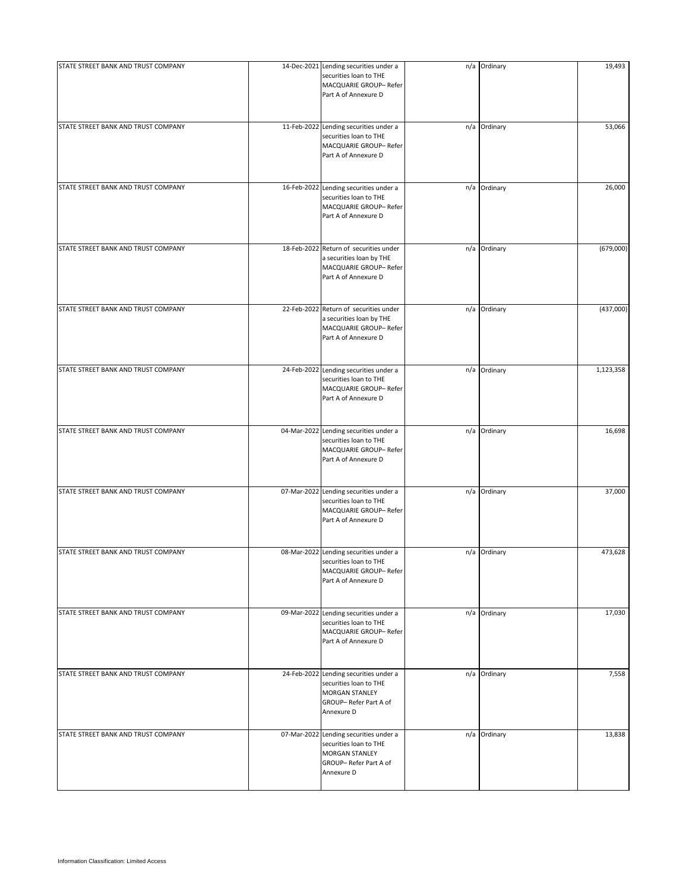| | | | | | |
|---|---|---|---|---|---|
| STATE STREET BANK AND TRUST COMPANY | 14-Dec-2021 | Lending securities under a securities loan to THE MACQUARIE GROUP– Refer Part A of Annexure D | n/a | Ordinary | 19,493 |
| STATE STREET BANK AND TRUST COMPANY | 11-Feb-2022 | Lending securities under a securities loan to THE MACQUARIE GROUP– Refer Part A of Annexure D | n/a | Ordinary | 53,066 |
| STATE STREET BANK AND TRUST COMPANY | 16-Feb-2022 | Lending securities under a securities loan to THE MACQUARIE GROUP– Refer Part A of Annexure D | n/a | Ordinary | 26,000 |
| STATE STREET BANK AND TRUST COMPANY | 18-Feb-2022 | Return of securities under a securities loan by THE MACQUARIE GROUP– Refer Part A of Annexure D | n/a | Ordinary | (679,000) |
| STATE STREET BANK AND TRUST COMPANY | 22-Feb-2022 | Return of securities under a securities loan by THE MACQUARIE GROUP– Refer Part A of Annexure D | n/a | Ordinary | (437,000) |
| STATE STREET BANK AND TRUST COMPANY | 24-Feb-2022 | Lending securities under a securities loan to THE MACQUARIE GROUP– Refer Part A of Annexure D | n/a | Ordinary | 1,123,358 |
| STATE STREET BANK AND TRUST COMPANY | 04-Mar-2022 | Lending securities under a securities loan to THE MACQUARIE GROUP– Refer Part A of Annexure D | n/a | Ordinary | 16,698 |
| STATE STREET BANK AND TRUST COMPANY | 07-Mar-2022 | Lending securities under a securities loan to THE MACQUARIE GROUP– Refer Part A of Annexure D | n/a | Ordinary | 37,000 |
| STATE STREET BANK AND TRUST COMPANY | 08-Mar-2022 | Lending securities under a securities loan to THE MACQUARIE GROUP– Refer Part A of Annexure D | n/a | Ordinary | 473,628 |
| STATE STREET BANK AND TRUST COMPANY | 09-Mar-2022 | Lending securities under a securities loan to THE MACQUARIE GROUP– Refer Part A of Annexure D | n/a | Ordinary | 17,030 |
| STATE STREET BANK AND TRUST COMPANY | 24-Feb-2022 | Lending securities under a securities loan to THE MORGAN STANLEY GROUP– Refer Part A of Annexure D | n/a | Ordinary | 7,558 |
| STATE STREET BANK AND TRUST COMPANY | 07-Mar-2022 | Lending securities under a securities loan to THE MORGAN STANLEY GROUP– Refer Part A of Annexure D | n/a | Ordinary | 13,838 |

Information Classification: Limited Access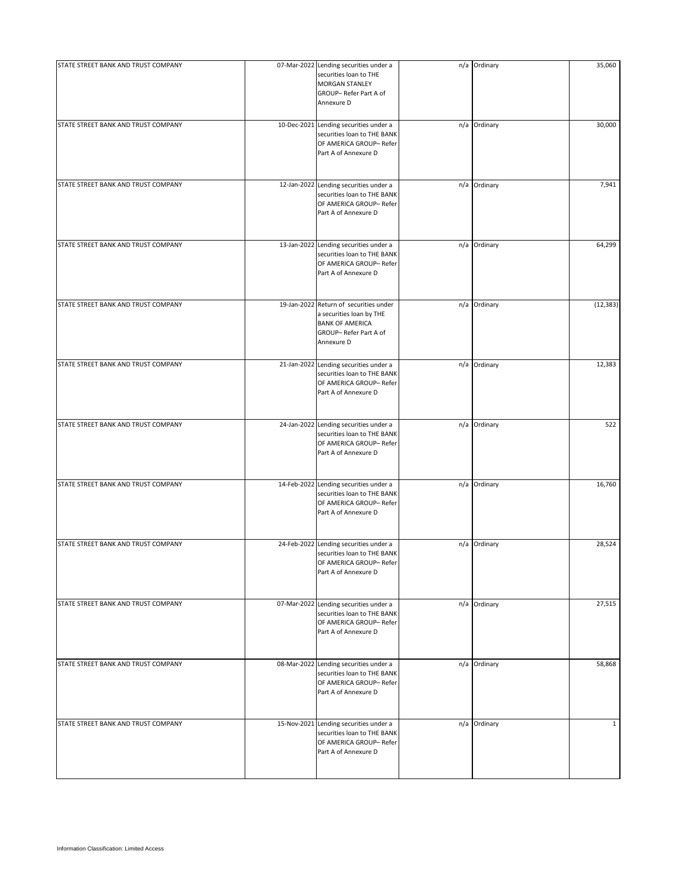| | | | | | |
|---|---|---|---|---|---|
| STATE STREET BANK AND TRUST COMPANY | 07-Mar-2022 | Lending securities under a securities loan to THE MORGAN STANLEY GROUP– Refer Part A of Annexure D | n/a | Ordinary | 35,060 |
| STATE STREET BANK AND TRUST COMPANY | 10-Dec-2021 | Lending securities under a securities loan to THE BANK OF AMERICA GROUP– Refer Part A of Annexure D | n/a | Ordinary | 30,000 |
| STATE STREET BANK AND TRUST COMPANY | 12-Jan-2022 | Lending securities under a securities loan to THE BANK OF AMERICA GROUP– Refer Part A of Annexure D | n/a | Ordinary | 7,941 |
| STATE STREET BANK AND TRUST COMPANY | 13-Jan-2022 | Lending securities under a securities loan to THE BANK OF AMERICA GROUP– Refer Part A of Annexure D | n/a | Ordinary | 64,299 |
| STATE STREET BANK AND TRUST COMPANY | 19-Jan-2022 | Return of securities under a securities loan by THE BANK OF AMERICA GROUP– Refer Part A of Annexure D | n/a | Ordinary | (12,383) |
| STATE STREET BANK AND TRUST COMPANY | 21-Jan-2022 | Lending securities under a securities loan to THE BANK OF AMERICA GROUP– Refer Part A of Annexure D | n/a | Ordinary | 12,383 |
| STATE STREET BANK AND TRUST COMPANY | 24-Jan-2022 | Lending securities under a securities loan to THE BANK OF AMERICA GROUP– Refer Part A of Annexure D | n/a | Ordinary | 522 |
| STATE STREET BANK AND TRUST COMPANY | 14-Feb-2022 | Lending securities under a securities loan to THE BANK OF AMERICA GROUP– Refer Part A of Annexure D | n/a | Ordinary | 16,760 |
| STATE STREET BANK AND TRUST COMPANY | 24-Feb-2022 | Lending securities under a securities loan to THE BANK OF AMERICA GROUP– Refer Part A of Annexure D | n/a | Ordinary | 28,524 |
| STATE STREET BANK AND TRUST COMPANY | 07-Mar-2022 | Lending securities under a securities loan to THE BANK OF AMERICA GROUP– Refer Part A of Annexure D | n/a | Ordinary | 27,515 |
| STATE STREET BANK AND TRUST COMPANY | 08-Mar-2022 | Lending securities under a securities loan to THE BANK OF AMERICA GROUP– Refer Part A of Annexure D | n/a | Ordinary | 58,868 |
| STATE STREET BANK AND TRUST COMPANY | 15-Nov-2021 | Lending securities under a securities loan to THE BANK OF AMERICA GROUP– Refer Part A of Annexure D | n/a | Ordinary | 1 |

Information Classification: Limited Access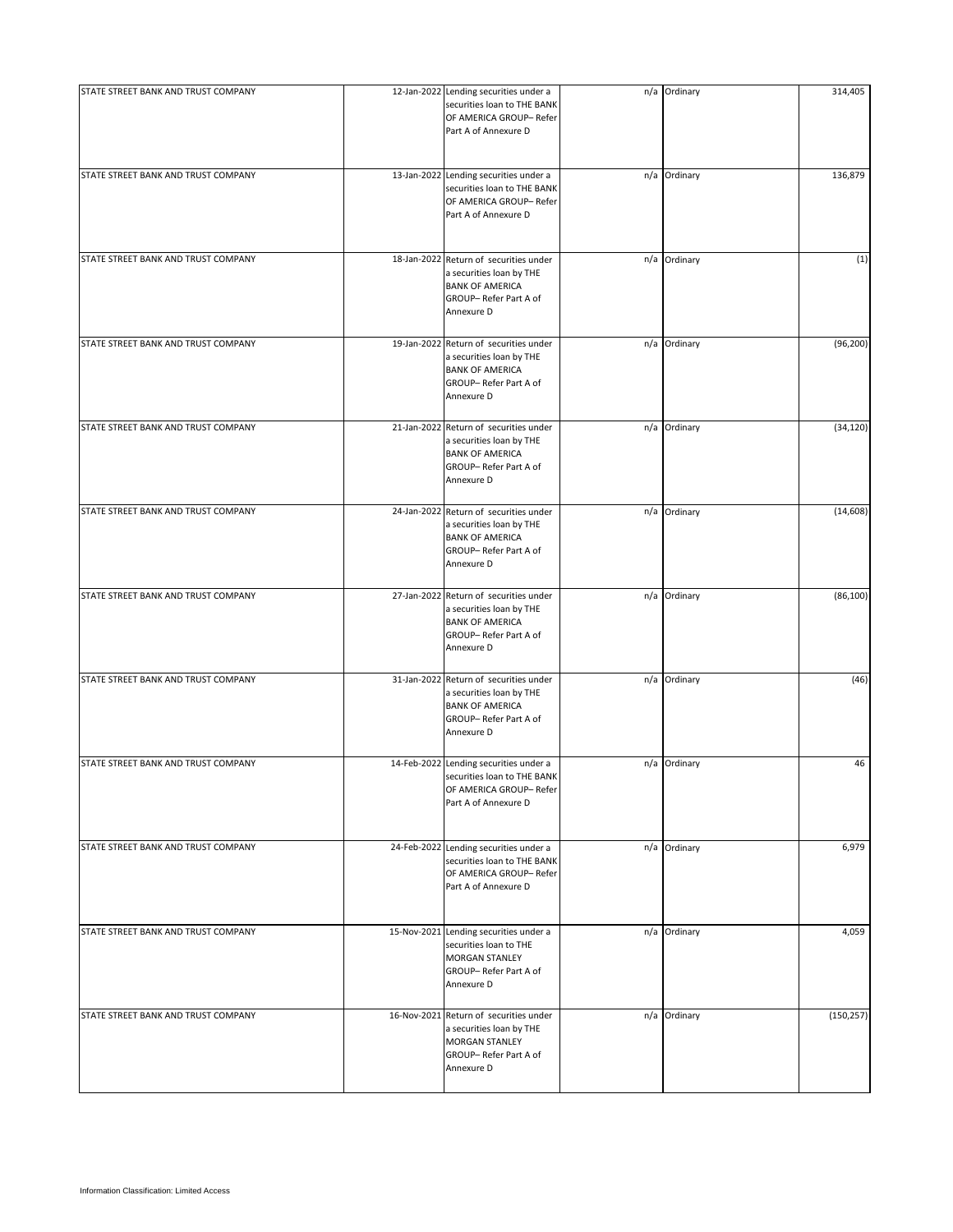| | | | | | |
|---|---|---|---|---|---|
| STATE STREET BANK AND TRUST COMPANY | 12-Jan-2022 | Lending securities under a securities loan to THE BANK OF AMERICA GROUP– Refer Part A of Annexure D | n/a | Ordinary | 314,405 |
| STATE STREET BANK AND TRUST COMPANY | 13-Jan-2022 | Lending securities under a securities loan to THE BANK OF AMERICA GROUP– Refer Part A of Annexure D | n/a | Ordinary | 136,879 |
| STATE STREET BANK AND TRUST COMPANY | 18-Jan-2022 | Return of securities under a securities loan by THE BANK OF AMERICA GROUP– Refer Part A of Annexure D | n/a | Ordinary | (1) |
| STATE STREET BANK AND TRUST COMPANY | 19-Jan-2022 | Return of securities under a securities loan by THE BANK OF AMERICA GROUP– Refer Part A of Annexure D | n/a | Ordinary | (96,200) |
| STATE STREET BANK AND TRUST COMPANY | 21-Jan-2022 | Return of securities under a securities loan by THE BANK OF AMERICA GROUP– Refer Part A of Annexure D | n/a | Ordinary | (34,120) |
| STATE STREET BANK AND TRUST COMPANY | 24-Jan-2022 | Return of securities under a securities loan by THE BANK OF AMERICA GROUP– Refer Part A of Annexure D | n/a | Ordinary | (14,608) |
| STATE STREET BANK AND TRUST COMPANY | 27-Jan-2022 | Return of securities under a securities loan by THE BANK OF AMERICA GROUP– Refer Part A of Annexure D | n/a | Ordinary | (86,100) |
| STATE STREET BANK AND TRUST COMPANY | 31-Jan-2022 | Return of securities under a securities loan by THE BANK OF AMERICA GROUP– Refer Part A of Annexure D | n/a | Ordinary | (46) |
| STATE STREET BANK AND TRUST COMPANY | 14-Feb-2022 | Lending securities under a securities loan to THE BANK OF AMERICA GROUP– Refer Part A of Annexure D | n/a | Ordinary | 46 |
| STATE STREET BANK AND TRUST COMPANY | 24-Feb-2022 | Lending securities under a securities loan to THE BANK OF AMERICA GROUP– Refer Part A of Annexure D | n/a | Ordinary | 6,979 |
| STATE STREET BANK AND TRUST COMPANY | 15-Nov-2021 | Lending securities under a securities loan to THE MORGAN STANLEY GROUP– Refer Part A of Annexure D | n/a | Ordinary | 4,059 |
| STATE STREET BANK AND TRUST COMPANY | 16-Nov-2021 | Return of securities under a securities loan by THE MORGAN STANLEY GROUP– Refer Part A of Annexure D | n/a | Ordinary | (150,257) |

Information Classification: Limited Access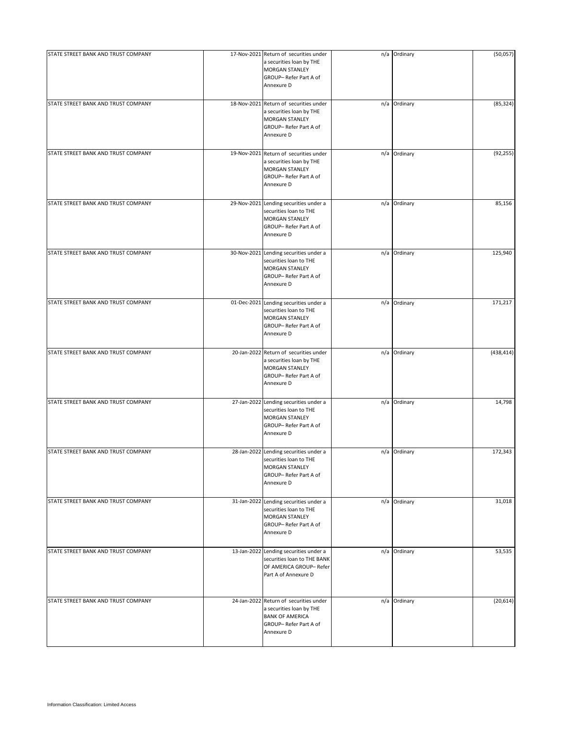| | | | | | |
|---|---|---|---|---|---|
| STATE STREET BANK AND TRUST COMPANY | 17-Nov-2021 | Return of securities under a securities loan by THE MORGAN STANLEY GROUP– Refer Part A of Annexure D | n/a | Ordinary | (50,057) |
| STATE STREET BANK AND TRUST COMPANY | 18-Nov-2021 | Return of securities under a securities loan by THE MORGAN STANLEY GROUP– Refer Part A of Annexure D | n/a | Ordinary | (85,324) |
| STATE STREET BANK AND TRUST COMPANY | 19-Nov-2021 | Return of securities under a securities loan by THE MORGAN STANLEY GROUP– Refer Part A of Annexure D | n/a | Ordinary | (92,255) |
| STATE STREET BANK AND TRUST COMPANY | 29-Nov-2021 | Lending securities under a securities loan to THE MORGAN STANLEY GROUP– Refer Part A of Annexure D | n/a | Ordinary | 85,156 |
| STATE STREET BANK AND TRUST COMPANY | 30-Nov-2021 | Lending securities under a securities loan to THE MORGAN STANLEY GROUP– Refer Part A of Annexure D | n/a | Ordinary | 125,940 |
| STATE STREET BANK AND TRUST COMPANY | 01-Dec-2021 | Lending securities under a securities loan to THE MORGAN STANLEY GROUP– Refer Part A of Annexure D | n/a | Ordinary | 171,217 |
| STATE STREET BANK AND TRUST COMPANY | 20-Jan-2022 | Return of securities under a securities loan by THE MORGAN STANLEY GROUP– Refer Part A of Annexure D | n/a | Ordinary | (438,414) |
| STATE STREET BANK AND TRUST COMPANY | 27-Jan-2022 | Lending securities under a securities loan to THE MORGAN STANLEY GROUP– Refer Part A of Annexure D | n/a | Ordinary | 14,798 |
| STATE STREET BANK AND TRUST COMPANY | 28-Jan-2022 | Lending securities under a securities loan to THE MORGAN STANLEY GROUP– Refer Part A of Annexure D | n/a | Ordinary | 172,343 |
| STATE STREET BANK AND TRUST COMPANY | 31-Jan-2022 | Lending securities under a securities loan to THE MORGAN STANLEY GROUP– Refer Part A of Annexure D | n/a | Ordinary | 31,018 |
| STATE STREET BANK AND TRUST COMPANY | 13-Jan-2022 | Lending securities under a securities loan to THE BANK OF AMERICA GROUP– Refer Part A of Annexure D | n/a | Ordinary | 53,535 |
| STATE STREET BANK AND TRUST COMPANY | 24-Jan-2022 | Return of securities under a securities loan by THE BANK OF AMERICA GROUP– Refer Part A of Annexure D | n/a | Ordinary | (20,614) |

Information Classification: Limited Access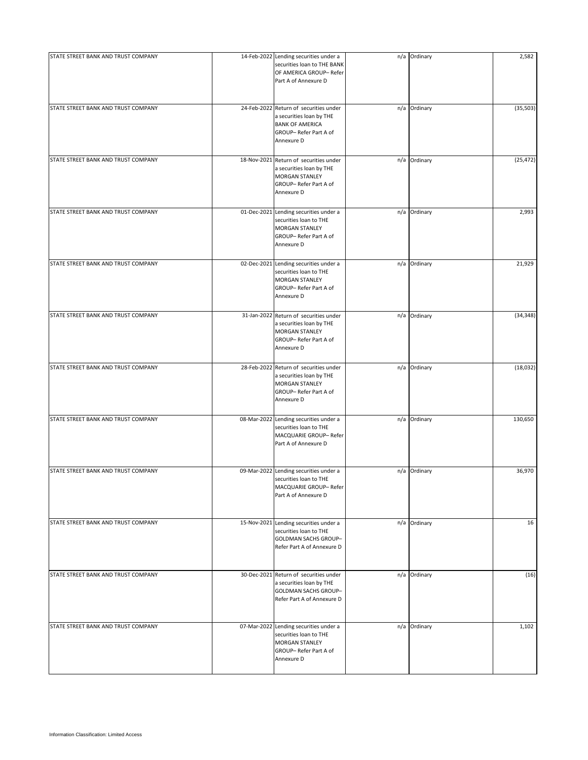| | | | | | |
|---|---|---|---|---|---|
| STATE STREET BANK AND TRUST COMPANY | 14-Feb-2022 | Lending securities under a securities loan to THE BANK OF AMERICA GROUP– Refer Part A of Annexure D | n/a | Ordinary | 2,582 |
| STATE STREET BANK AND TRUST COMPANY | 24-Feb-2022 | Return of securities under a securities loan by THE BANK OF AMERICA GROUP– Refer Part A of Annexure D | n/a | Ordinary | (35,503) |
| STATE STREET BANK AND TRUST COMPANY | 18-Nov-2021 | Return of securities under a securities loan by THE MORGAN STANLEY GROUP– Refer Part A of Annexure D | n/a | Ordinary | (25,472) |
| STATE STREET BANK AND TRUST COMPANY | 01-Dec-2021 | Lending securities under a securities loan to THE MORGAN STANLEY GROUP– Refer Part A of Annexure D | n/a | Ordinary | 2,993 |
| STATE STREET BANK AND TRUST COMPANY | 02-Dec-2021 | Lending securities under a securities loan to THE MORGAN STANLEY GROUP– Refer Part A of Annexure D | n/a | Ordinary | 21,929 |
| STATE STREET BANK AND TRUST COMPANY | 31-Jan-2022 | Return of securities under a securities loan by THE MORGAN STANLEY GROUP– Refer Part A of Annexure D | n/a | Ordinary | (34,348) |
| STATE STREET BANK AND TRUST COMPANY | 28-Feb-2022 | Return of securities under a securities loan by THE MORGAN STANLEY GROUP– Refer Part A of Annexure D | n/a | Ordinary | (18,032) |
| STATE STREET BANK AND TRUST COMPANY | 08-Mar-2022 | Lending securities under a securities loan to THE MACQUARIE GROUP– Refer Part A of Annexure D | n/a | Ordinary | 130,650 |
| STATE STREET BANK AND TRUST COMPANY | 09-Mar-2022 | Lending securities under a securities loan to THE MACQUARIE GROUP– Refer Part A of Annexure D | n/a | Ordinary | 36,970 |
| STATE STREET BANK AND TRUST COMPANY | 15-Nov-2021 | Lending securities under a securities loan to THE GOLDMAN SACHS GROUP– Refer Part A of Annexure D | n/a | Ordinary | 16 |
| STATE STREET BANK AND TRUST COMPANY | 30-Dec-2021 | Return of securities under a securities loan by THE GOLDMAN SACHS GROUP– Refer Part A of Annexure D | n/a | Ordinary | (16) |
| STATE STREET BANK AND TRUST COMPANY | 07-Mar-2022 | Lending securities under a securities loan to THE MORGAN STANLEY GROUP– Refer Part A of Annexure D | n/a | Ordinary | 1,102 |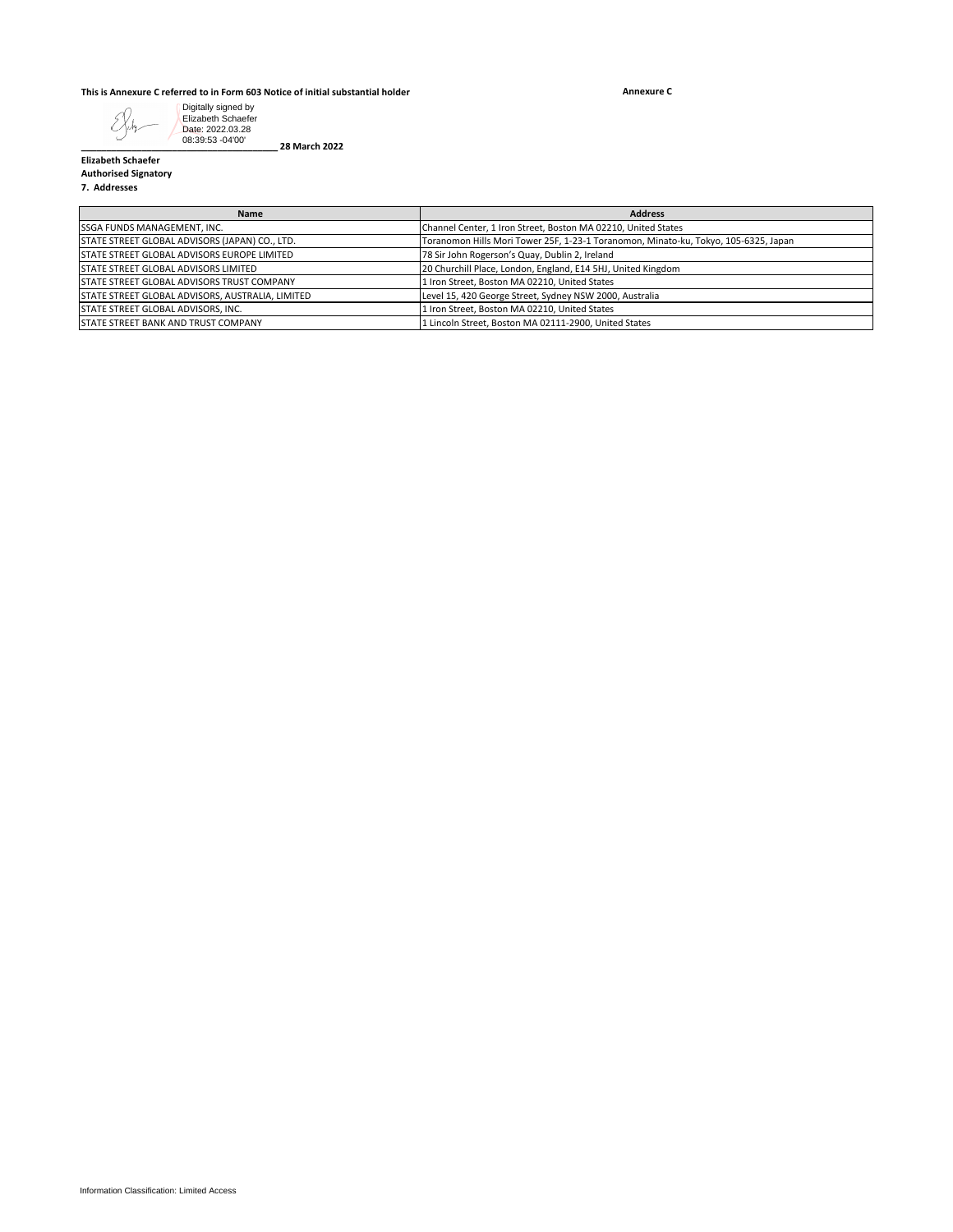**This is Annexure C referred to in Form 603 Notice of initial substantial holder**

**Annexure C**

Digitally signed by Elizabeth Schaefer
Date: 2022.03.28 08:39:53 -04'00'

_______________________________________ **28 March 2022**

**Elizabeth Schaefer**
**Authorised Signatory**

**7. Addresses**

| Name | Address |
|---|---|
| SSGA FUNDS MANAGEMENT, INC. | Channel Center, 1 Iron Street, Boston MA 02210, United States |
| STATE STREET GLOBAL ADVISORS (JAPAN) CO., LTD. | Toranomon Hills Mori Tower 25F, 1-23-1 Toranomon, Minato-ku, Tokyo, 105-6325, Japan |
| STATE STREET GLOBAL ADVISORS EUROPE LIMITED | 78 Sir John Rogerson's Quay, Dublin 2, Ireland |
| STATE STREET GLOBAL ADVISORS LIMITED | 20 Churchill Place, London, England, E14 5HJ, United Kingdom |
| STATE STREET GLOBAL ADVISORS TRUST COMPANY | 1 Iron Street, Boston MA 02210, United States |
| STATE STREET GLOBAL ADVISORS, AUSTRALIA, LIMITED | Level 15, 420 George Street, Sydney NSW 2000, Australia |
| STATE STREET GLOBAL ADVISORS, INC. | 1 Iron Street, Boston MA 02210, United States |
| STATE STREET BANK AND TRUST COMPANY | 1 Lincoln Street, Boston MA 02111-2900, United States |

Information Classification: Limited Access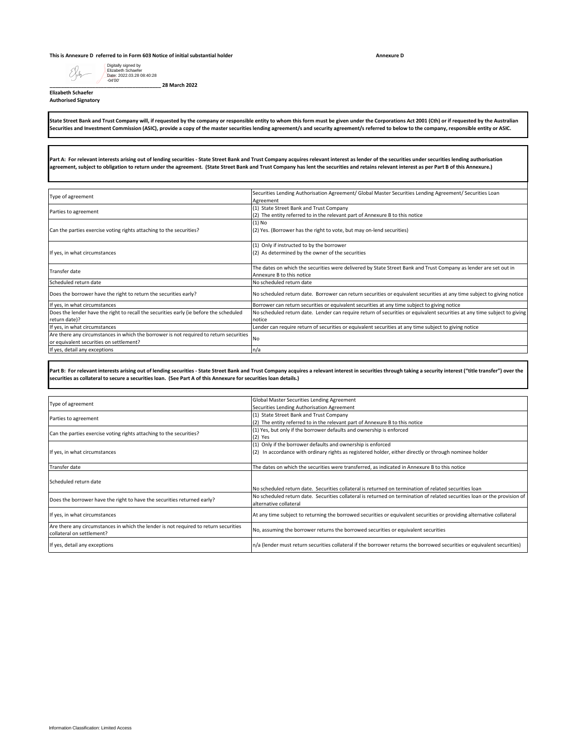This is Annexure D referred to in Form 603 Notice of initial substantial holder

**Annexure D**

Digitally signed by Elizabeth Schaefer
Date: 2022.03.28 08:40:28 -04'00'

_______________________________________ 28 March 2022

**Elizabeth Schaefer**
**Authorised Signatory**

**State Street Bank and Trust Company will, if requested by the company or responsible entity to whom this form must be given under the Corporations Act 2001 (Cth) or if requested by the Australian Securities and Investment Commission (ASIC), provide a copy of the master securities lending agreement/s and security agreement/s referred to below to the company, responsible entity or ASIC.**

**Part A: For relevant interests arising out of lending securities - State Street Bank and Trust Company acquires relevant interest as lender of the securities under securities lending authorisation agreement, subject to obligation to return under the agreement. (State Street Bank and Trust Company has lent the securities and retains relevant interest as per Part B of this Annexure.)**

| | |
|---|---|
| Type of agreement | Securities Lending Authorisation Agreement/ Global Master Securities Lending Agreement/ Securities Loan Agreement |
| Parties to agreement | (1) State Street Bank and Trust Company<br>(2) The entity referred to in the relevant part of Annexure B to this notice |
| Can the parties exercise voting rights attaching to the securities? | (1) No<br>(2) Yes. (Borrower has the right to vote, but may on-lend securities) |
| If yes, in what circumstances | (1) Only if instructed to by the borrower<br>(2) As determined by the owner of the securities |
| Transfer date | The dates on which the securities were delivered by State Street Bank and Trust Company as lender are set out in Annexure B to this notice |
| Scheduled return date | No scheduled return date |
| Does the borrower have the right to return the securities early? | No scheduled return date. Borrower can return securities or equivalent securities at any time subject to giving notice |
| If yes, in what circumstances | Borrower can return securities or equivalent securities at any time subject to giving notice |
| Does the lender have the right to recall the securities early (ie before the scheduled return date)? | No scheduled return date. Lender can require return of securities or equivalent securities at any time subject to giving notice |
| If yes, in what circumstances | Lender can require return of securities or equivalent securities at any time subject to giving notice |
| Are there any circumstances in which the borrower is not required to return securities or equivalent securities on settlement? | No |
| If yes, detail any exceptions | n/a |

**Part B: For relevant interests arising out of lending securities - State Street Bank and Trust Company acquires a relevant interest in securities through taking a security interest ("title transfer") over the securities as collateral to secure a securities loan. (See Part A of this Annexure for securities loan details.)**

| | |
|---|---|
| Type of agreement | Global Master Securities Lending Agreement<br>Securities Lending Authorisation Agreement |
| Parties to agreement | (1) State Street Bank and Trust Company<br>(2) The entity referred to in the relevant part of Annexure B to this notice |
| Can the parties exercise voting rights attaching to the securities? | (1) Yes, but only if the borrower defaults and ownership is enforced<br>(2) Yes |
| If yes, in what circumstances | (1) Only if the borrower defaults and ownership is enforced<br>(2) In accordance with ordinary rights as registered holder, either directly or through nominee holder |
| Transfer date | The dates on which the securities were transferred, as indicated in Annexure B to this notice |
| Scheduled return date | No scheduled return date. Securities collateral is returned on termination of related securities loan |
| Does the borrower have the right to have the securities returned early? | No scheduled return date. Securities collateral is returned on termination of related securities loan or the provision of alternative collateral |
| If yes, in what circumstances | At any time subject to returning the borrowed securities or equivalent securities or providing alternative collateral |
| Are there any circumstances in which the lender is not required to return securities collateral on settlement? | No, assuming the borrower returns the borrowed securities or equivalent securities |
| If yes, detail any exceptions | n/a (lender must return securities collateral if the borrower returns the borrowed securities or equivalent securities) |

Information Classification: Limited Access